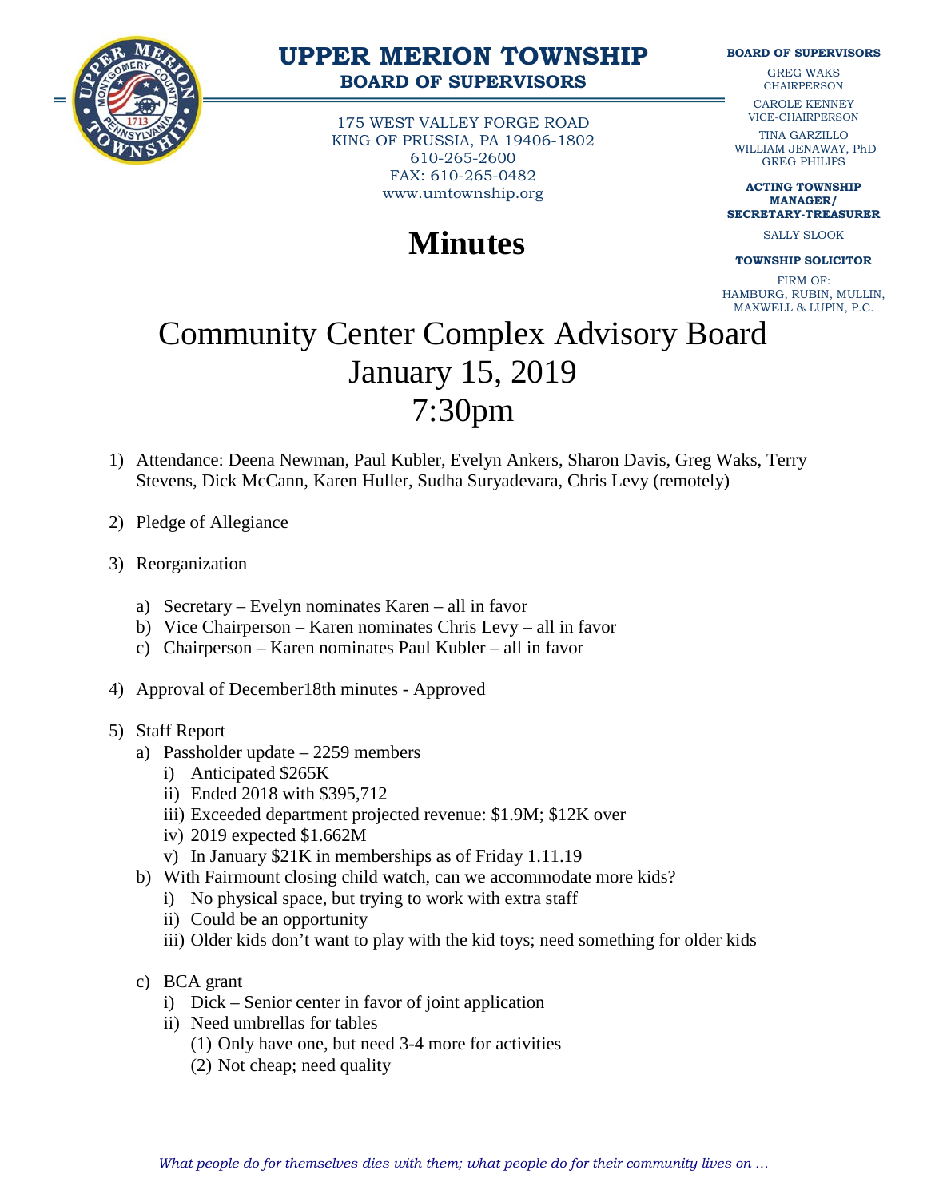# UPPER MERION TOWNSHIP
## BOARD OF SUPERVISORS

175 WEST VALLEY FORGE ROAD
KING OF PRUSSIA, PA 19406-1802
610-265-2600
FAX: 610-265-0482
www.umtownship.org

**BOARD OF SUPERVISORS**

GREG WAKS
CHAIRPERSON

CAROLE KENNEY
VICE-CHAIRPERSON

TINA GARZILLO
WILLIAM JENAWAY, PhD
GREG PHILIPS

**ACTING TOWNSHIP MANAGER/ SECRETARY-TREASURER**

SALLY SLOOK

**TOWNSHIP SOLICITOR**

FIRM OF:
HAMBURG, RUBIN, MULLIN, MAXWELL & LUPIN, P.C.

# Minutes

# Community Center Complex Advisory Board
# January 15, 2019
# 7:30pm

1) Attendance: Deena Newman, Paul Kubler, Evelyn Ankers, Sharon Davis, Greg Waks, Terry Stevens, Dick McCann, Karen Huller, Sudha Suryadevara, Chris Levy (remotely)

2) Pledge of Allegiance

3) Reorganization

   a) Secretary – Evelyn nominates Karen – all in favor
   b) Vice Chairperson – Karen nominates Chris Levy – all in favor
   c) Chairperson – Karen nominates Paul Kubler – all in favor

4) Approval of December18th minutes - Approved

5) Staff Report
   a) Passholder update – 2259 members
      i) Anticipated $265K
      ii) Ended 2018 with $395,712
      iii) Exceeded department projected revenue: $1.9M; $12K over
      iv) 2019 expected $1.662M
      v) In January $21K in memberships as of Friday 1.11.19
   b) With Fairmount closing child watch, can we accommodate more kids?
      i) No physical space, but trying to work with extra staff
      ii) Could be an opportunity
      iii) Older kids don't want to play with the kid toys; need something for older kids

   c) BCA grant
      i) Dick – Senior center in favor of joint application
      ii) Need umbrellas for tables
         (1) Only have one, but need 3-4 more for activities
         (2) Not cheap; need quality

*What people do for themselves dies with them; what people do for their community lives on …*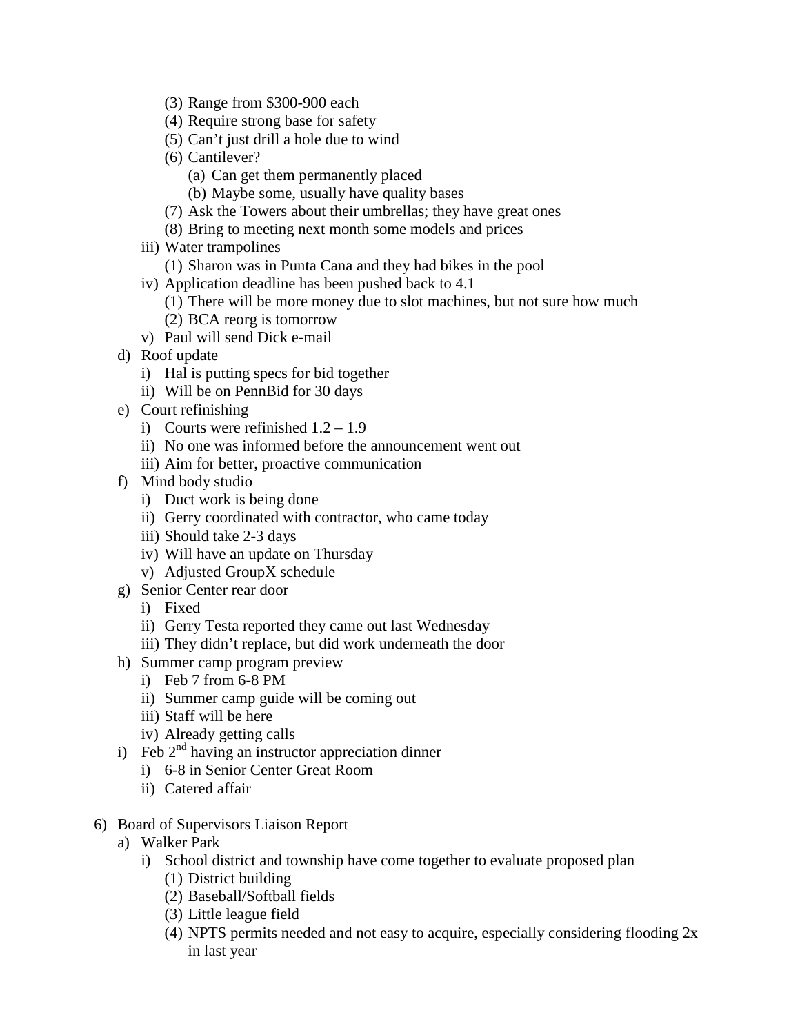(3) Range from $300-900 each
            (4) Require strong base for safety
            (5) Can't just drill a hole due to wind
            (6) Cantilever?
                (a) Can get them permanently placed
                (b) Maybe some, usually have quality bases
            (7) Ask the Towers about their umbrellas; they have great ones
            (8) Bring to meeting next month some models and prices
        iii) Water trampolines
            (1) Sharon was in Punta Cana and they had bikes in the pool
        iv) Application deadline has been pushed back to 4.1
            (1) There will be more money due to slot machines, but not sure how much
            (2) BCA reorg is tomorrow
        v) Paul will send Dick e-mail
    d) Roof update
        i) Hal is putting specs for bid together
        ii) Will be on PennBid for 30 days
    e) Court refinishing
        i) Courts were refinished 1.2 – 1.9
        ii) No one was informed before the announcement went out
        iii) Aim for better, proactive communication
    f) Mind body studio
        i) Duct work is being done
        ii) Gerry coordinated with contractor, who came today
        iii) Should take 2-3 days
        iv) Will have an update on Thursday
        v) Adjusted GroupX schedule
    g) Senior Center rear door
        i) Fixed
        ii) Gerry Testa reported they came out last Wednesday
        iii) They didn't replace, but did work underneath the door
    h) Summer camp program preview
        i) Feb 7 from 6-8 PM
        ii) Summer camp guide will be coming out
        iii) Staff will be here
        iv) Already getting calls
    i) Feb 2nd having an instructor appreciation dinner
        i) 6-8 in Senior Center Great Room
        ii) Catered affair

6) Board of Supervisors Liaison Report
    a) Walker Park
        i) School district and township have come together to evaluate proposed plan
            (1) District building
            (2) Baseball/Softball fields
            (3) Little league field
            (4) NPTS permits needed and not easy to acquire, especially considering flooding 2x in last year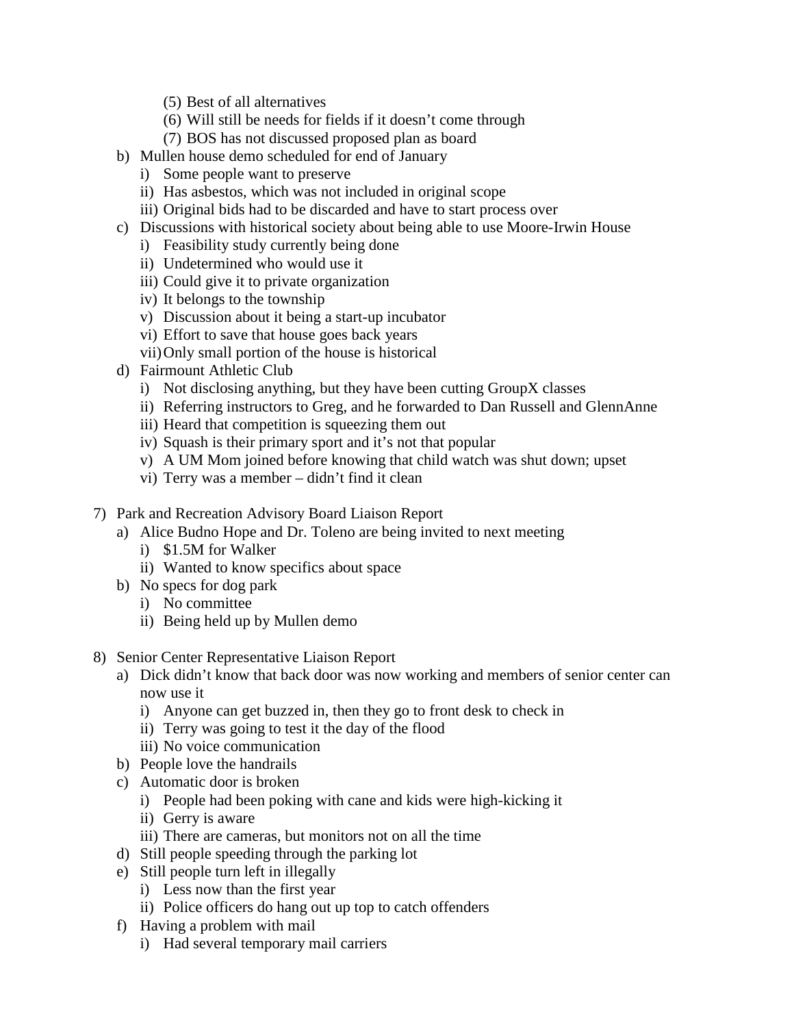(5) Best of all alternatives
        (6) Will still be needs for fields if it doesn't come through
        (7) BOS has not discussed proposed plan as board
  b) Mullen house demo scheduled for end of January
     i) Some people want to preserve
     ii) Has asbestos, which was not included in original scope
     iii) Original bids had to be discarded and have to start process over
  c) Discussions with historical society about being able to use Moore-Irwin House
     i) Feasibility study currently being done
     ii) Undetermined who would use it
     iii) Could give it to private organization
     iv) It belongs to the township
     v) Discussion about it being a start-up incubator
     vi) Effort to save that house goes back years
     vii) Only small portion of the house is historical
  d) Fairmount Athletic Club
     i) Not disclosing anything, but they have been cutting GroupX classes
     ii) Referring instructors to Greg, and he forwarded to Dan Russell and GlennAnne
     iii) Heard that competition is squeezing them out
     iv) Squash is their primary sport and it's not that popular
     v) A UM Mom joined before knowing that child watch was shut down; upset
     vi) Terry was a member – didn't find it clean

7) Park and Recreation Advisory Board Liaison Report
  a) Alice Budno Hope and Dr. Toleno are being invited to next meeting
     i) $1.5M for Walker
     ii) Wanted to know specifics about space
  b) No specs for dog park
     i) No committee
     ii) Being held up by Mullen demo

8) Senior Center Representative Liaison Report
  a) Dick didn't know that back door was now working and members of senior center can now use it
     i) Anyone can get buzzed in, then they go to front desk to check in
     ii) Terry was going to test it the day of the flood
     iii) No voice communication
  b) People love the handrails
  c) Automatic door is broken
     i) People had been poking with cane and kids were high-kicking it
     ii) Gerry is aware
     iii) There are cameras, but monitors not on all the time
  d) Still people speeding through the parking lot
  e) Still people turn left in illegally
     i) Less now than the first year
     ii) Police officers do hang out up top to catch offenders
  f) Having a problem with mail
     i) Had several temporary mail carriers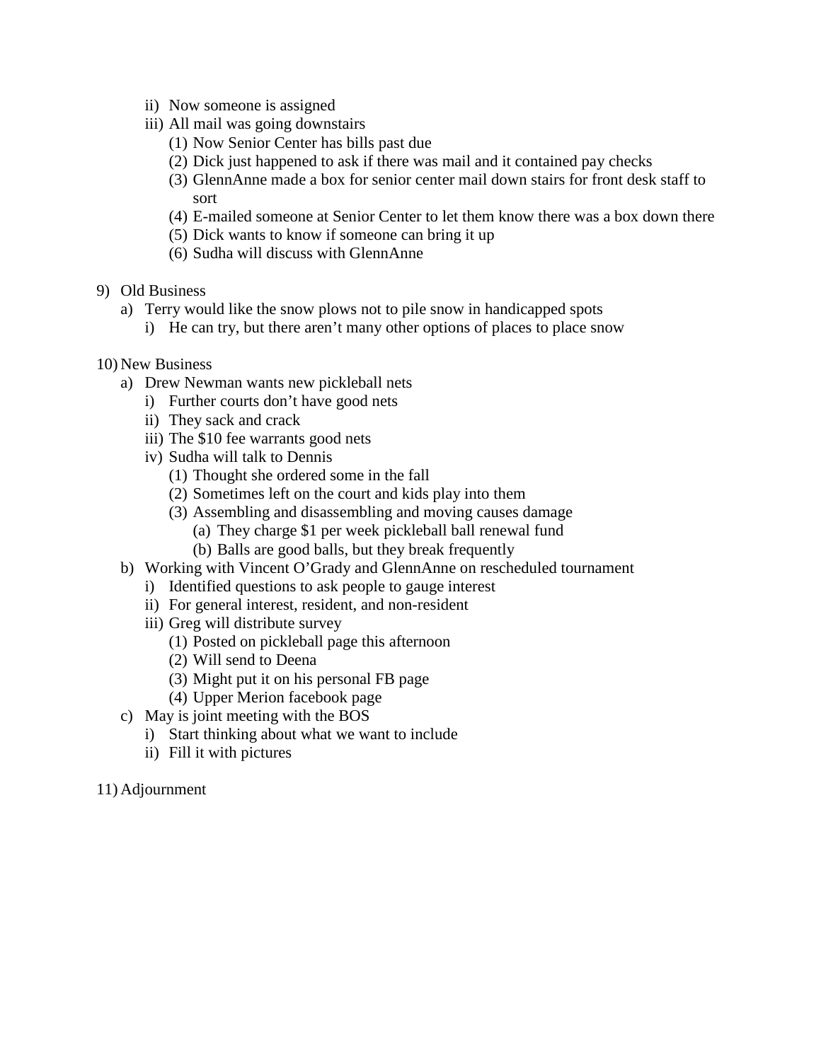- ii) Now someone is assigned
   - iii) All mail was going downstairs
     - (1) Now Senior Center has bills past due
     - (2) Dick just happened to ask if there was mail and it contained pay checks
     - (3) GlennAnne made a box for senior center mail down stairs for front desk staff to sort
     - (4) E-mailed someone at Senior Center to let them know there was a box down there
     - (5) Dick wants to know if someone can bring it up
     - (6) Sudha will discuss with GlennAnne

9) Old Business
   - a) Terry would like the snow plows not to pile snow in handicapped spots
     - i) He can try, but there aren't many other options of places to place snow

10) New Business
   - a) Drew Newman wants new pickleball nets
     - i) Further courts don't have good nets
     - ii) They sack and crack
     - iii) The $10 fee warrants good nets
     - iv) Sudha will talk to Dennis
       - (1) Thought she ordered some in the fall
       - (2) Sometimes left on the court and kids play into them
       - (3) Assembling and disassembling and moving causes damage
         - (a) They charge $1 per week pickleball ball renewal fund
         - (b) Balls are good balls, but they break frequently
   - b) Working with Vincent O'Grady and GlennAnne on rescheduled tournament
     - i) Identified questions to ask people to gauge interest
     - ii) For general interest, resident, and non-resident
     - iii) Greg will distribute survey
       - (1) Posted on pickleball page this afternoon
       - (2) Will send to Deena
       - (3) Might put it on his personal FB page
       - (4) Upper Merion facebook page
   - c) May is joint meeting with the BOS
     - i) Start thinking about what we want to include
     - ii) Fill it with pictures

11) Adjournment